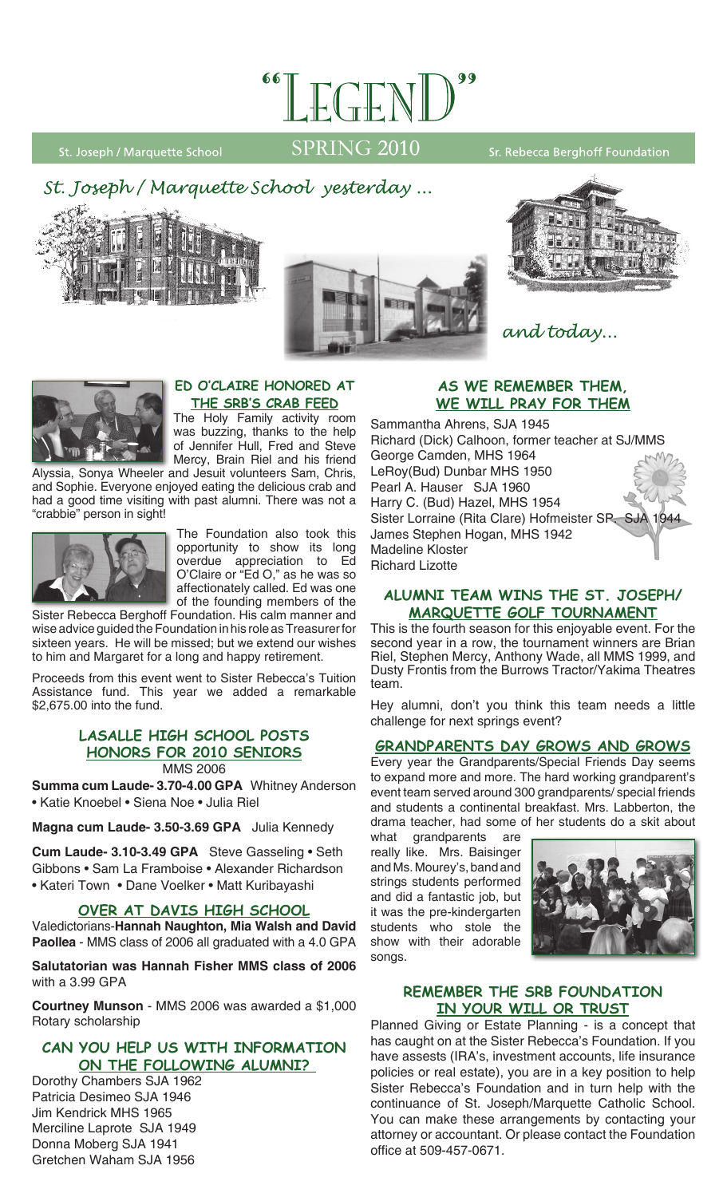# "LEGEND"

St. Joseph / Marquette School — SPRING 2010 — Sr. Rebecca Berghoff Foundation

*St. Joseph / Marquette School yesterday ...*

*and today...*

## ED O'CLAIRE HONORED AT THE SRB'S CRAB FEED

The Holy Family activity room was buzzing, thanks to the help of Jennifer Hull, Fred and Steve Mercy, Brain Riel and his friend Alyssia, Sonya Wheeler and Jesuit volunteers Sam, Chris, and Sophie. Everyone enjoyed eating the delicious crab and had a good time visiting with past alumni. There was not a "crabbie" person in sight!

The Foundation also took this opportunity to show its long overdue appreciation to Ed O'Claire or "Ed O," as he was so affectionately called. Ed was one of the founding members of the Sister Rebecca Berghoff Foundation. His calm manner and wise advice guided the Foundation in his role as Treasurer for sixteen years. He will be missed; but we extend our wishes to him and Margaret for a long and happy retirement.

Proceeds from this event went to Sister Rebecca's Tuition Assistance fund. This year we added a remarkable $2,675.00 into the fund.

## LASALLE HIGH SCHOOL POSTS HONORS FOR 2010 SENIORS

MMS 2006

**Summa cum Laude- 3.70-4.00 GPA** Whitney Anderson • Katie Knoebel • Siena Noe • Julia Riel

**Magna cum Laude- 3.50-3.69 GPA** Julia Kennedy

**Cum Laude- 3.10-3.49 GPA** Steve Gasseling • Seth Gibbons • Sam La Framboise • Alexander Richardson • Kateri Town • Dane Voelker • Matt Kuribayashi

## OVER AT DAVIS HIGH SCHOOL

Valedictorians-**Hannah Naughton, Mia Walsh and David Paollea** - MMS class of 2006 all graduated with a 4.0 GPA

**Salutatorian was Hannah Fisher MMS class of 2006** with a 3.99 GPA

**Courtney Munson** - MMS 2006 was awarded a $1,000 Rotary scholarship

## CAN YOU HELP US WITH INFORMATION ON THE FOLLOWING ALUMNI?

Dorothy Chambers SJA 1962
Patricia Desimeo SJA 1946
Jim Kendrick MHS 1965
Merciline Laprote SJA 1949
Donna Moberg SJA 1941
Gretchen Waham SJA 1956

## AS WE REMEMBER THEM, WE WILL PRAY FOR THEM

Sammantha Ahrens, SJA 1945
Richard (Dick) Calhoon, former teacher at SJ/MMS
George Camden, MHS 1964
LeRoy(Bud) Dunbar MHS 1950
Pearl A. Hauser SJA 1960
Harry C. (Bud) Hazel, MHS 1954
Sister Lorraine (Rita Clare) Hofmeister SP. SJA 1944
James Stephen Hogan, MHS 1942
Madeline Kloster
Richard Lizotte

## ALUMNI TEAM WINS THE ST. JOSEPH/ MARQUETTE GOLF TOURNAMENT

This is the fourth season for this enjoyable event. For the second year in a row, the tournament winners are Brian Riel, Stephen Mercy, Anthony Wade, all MMS 1999, and Dusty Frontis from the Burrows Tractor/Yakima Theatres team.

Hey alumni, don't you think this team needs a little challenge for next springs event?

## GRANDPARENTS DAY GROWS AND GROWS

Every year the Grandparents/Special Friends Day seems to expand more and more. The hard working grandparent's event team served around 300 grandparents/ special friends and students a continental breakfast. Mrs. Labberton, the drama teacher, had some of her students do a skit about what grandparents are really like. Mrs. Baisinger and Ms. Mourey's, band and strings students performed and did a fantastic job, but it was the pre-kindergarten students who stole the show with their adorable songs.

## REMEMBER THE SRB FOUNDATION IN YOUR WILL OR TRUST

Planned Giving or Estate Planning - is a concept that has caught on at the Sister Rebecca's Foundation. If you have assests (IRA's, investment accounts, life insurance policies or real estate), you are in a key position to help Sister Rebecca's Foundation and in turn help with the continuance of St. Joseph/Marquette Catholic School. You can make these arrangements by contacting your attorney or accountant. Or please contact the Foundation office at 509-457-0671.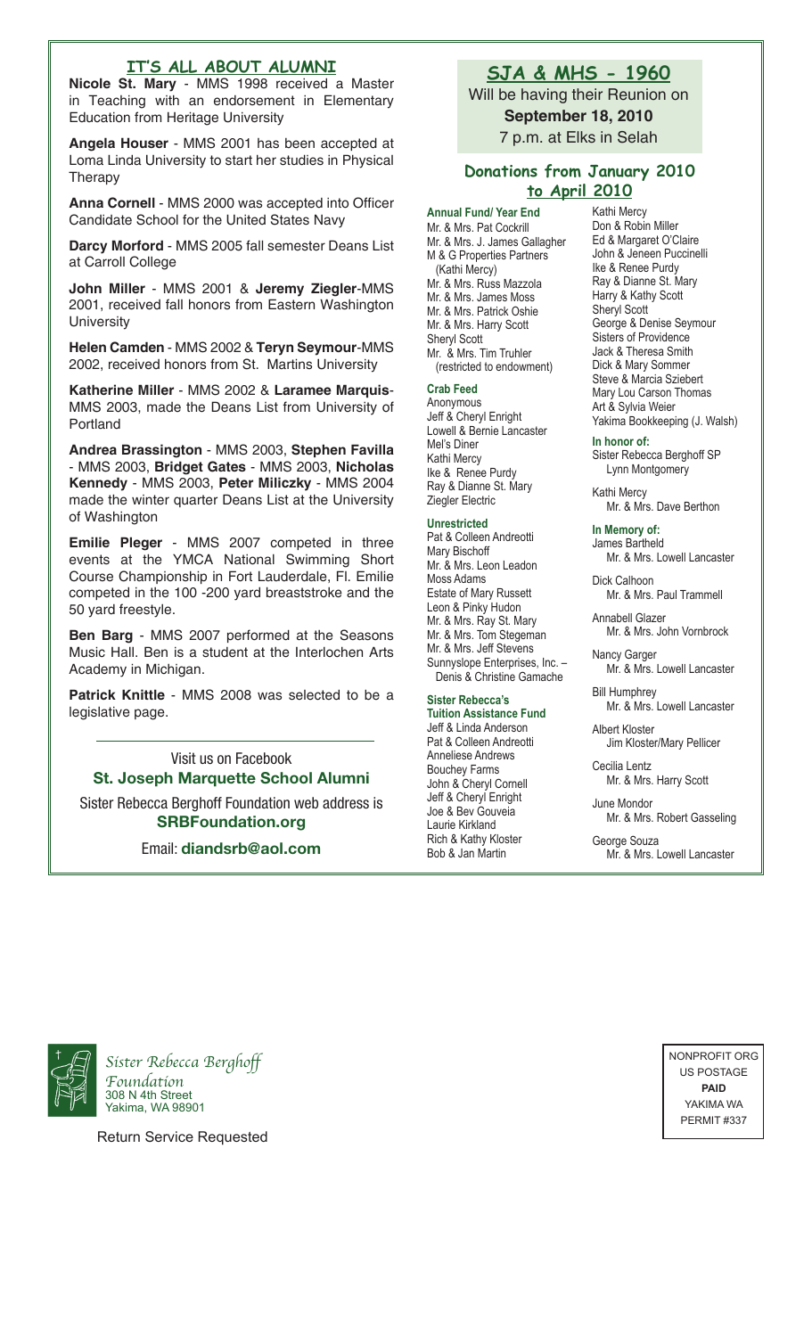## IT'S ALL ABOUT ALUMNI

**Nicole St. Mary** - MMS 1998 received a Master in Teaching with an endorsement in Elementary Education from Heritage University

**Angela Houser** - MMS 2001 has been accepted at Loma Linda University to start her studies in Physical Therapy

**Anna Cornell** - MMS 2000 was accepted into Officer Candidate School for the United States Navy

**Darcy Morford** - MMS 2005 fall semester Deans List at Carroll College

**John Miller** - MMS 2001 & **Jeremy Ziegler**-MMS 2001, received fall honors from Eastern Washington University

**Helen Camden** - MMS 2002 & **Teryn Seymour**-MMS 2002, received honors from St. Martins University

**Katherine Miller** - MMS 2002 & **Laramee Marquis**-MMS 2003, made the Deans List from University of Portland

**Andrea Brassington** - MMS 2003, **Stephen Favilla** - MMS 2003, **Bridget Gates** - MMS 2003, **Nicholas Kennedy** - MMS 2003, **Peter Miliczky** - MMS 2004 made the winter quarter Deans List at the University of Washington

**Emilie Pleger** - MMS 2007 competed in three events at the YMCA National Swimming Short Course Championship in Fort Lauderdale, Fl. Emilie competed in the 100 -200 yard breaststroke and the 50 yard freestyle.

**Ben Barg** - MMS 2007 performed at the Seasons Music Hall. Ben is a student at the Interlochen Arts Academy in Michigan.

**Patrick Knittle** - MMS 2008 was selected to be a legislative page.

---

Visit us on Facebook
**St. Joseph Marquette School Alumni**

Sister Rebecca Berghoff Foundation web address is **SRBFoundation.org**

Email: **diandsrb@aol.com**

## SJA & MHS - 1960

Will be having their Reunion on
**September 18, 2010**
7 p.m. at Elks in Selah

## Donations from January 2010 to April 2010

**Annual Fund/ Year End**
Mr. & Mrs. Pat Cockrill
Mr. & Mrs. J. James Gallagher
M & G Properties Partners (Kathi Mercy)
Mr. & Mrs. Russ Mazzola
Mr. & Mrs. James Moss
Mr. & Mrs. Patrick Oshie
Mr. & Mrs. Harry Scott
Sheryl Scott
Mr. & Mrs. Tim Truhler (restricted to endowment)

**Crab Feed**
Anonymous
Jeff & Cheryl Enright
Lowell & Bernie Lancaster
Mel's Diner
Kathi Mercy
Ike & Renee Purdy
Ray & Dianne St. Mary
Ziegler Electric

**Unrestricted**
Pat & Colleen Andreotti
Mary Bischoff
Mr. & Mrs. Leon Leadon
Moss Adams
Estate of Mary Russett
Leon & Pinky Hudon
Mr. & Mrs. Ray St. Mary
Mr. & Mrs. Tom Stegeman
Mr. & Mrs. Jeff Stevens
Sunnyslope Enterprises, Inc. – Denis & Christine Gamache

**Sister Rebecca's Tuition Assistance Fund**
Jeff & Linda Anderson
Pat & Colleen Andreotti
Anneliese Andrews
Bouchey Farms
John & Cheryl Cornell
Jeff & Cheryl Enright
Joe & Bev Gouveia
Laurie Kirkland
Rich & Kathy Kloster
Bob & Jan Martin
Kathi Mercy
Don & Robin Miller
Ed & Margaret O'Claire
John & Jeneen Puccinelli
Ike & Renee Purdy
Ray & Dianne St. Mary
Harry & Kathy Scott
Sheryl Scott
George & Denise Seymour
Sisters of Providence
Jack & Theresa Smith
Dick & Mary Sommer
Steve & Marcia Sziebert
Mary Lou Carson Thomas
Art & Sylvia Weier
Yakima Bookkeeping (J. Walsh)

**In honor of:**
Sister Rebecca Berghoff SP
  Lynn Montgomery

Kathi Mercy
  Mr. & Mrs. Dave Berthon

**In Memory of:**
James Bartheld
  Mr. & Mrs. Lowell Lancaster

Dick Calhoon
  Mr. & Mrs. Paul Trammell

Annabell Glazer
  Mr. & Mrs. John Vornbrock

Nancy Garger
  Mr. & Mrs. Lowell Lancaster

Bill Humphrey
  Mr. & Mrs. Lowell Lancaster

Albert Kloster
  Jim Kloster/Mary Pellicer

Cecilia Lentz
  Mr. & Mrs. Harry Scott

June Mondor
  Mr. & Mrs. Robert Gasseling

George Souza
  Mr. & Mrs. Lowell Lancaster

---

*Sister Rebecca Berghoff Foundation*
308 N 4th Street
Yakima, WA 98901

Return Service Requested

NONPROFIT ORG
US POSTAGE
**PAID**
YAKIMA WA
PERMIT #337